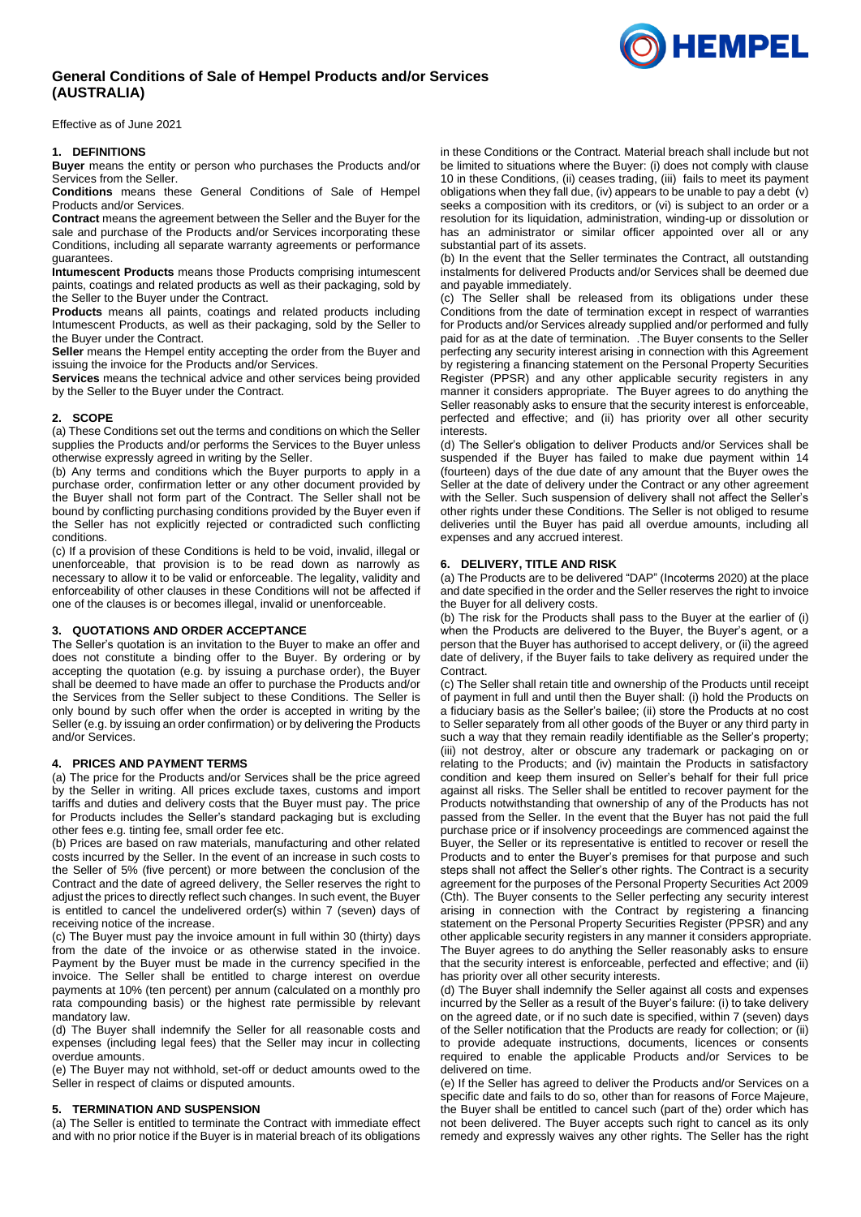# General Conditions of Sale of Hempel Products and/or Services (AUSTRALIA)

Effective as of June 2021

## 1. DEFINITIONS

**Buyer** means the entity or person who purchases the Products and/or Services from the Seller.

**Conditions** means these General Conditions of Sale of Hempel Products and/or Services.

**Contract** means the agreement between the Seller and the Buyer for the sale and purchase of the Products and/or Services incorporating these Conditions, including all separate warranty agreements or performance guarantees.

**Intumescent Products** means those Products comprising intumescent paints, coatings and related products as well as their packaging, sold by the Seller to the Buyer under the Contract.

**Products** means all paints, coatings and related products including Intumescent Products, as well as their packaging, sold by the Seller to the Buyer under the Contract.

**Seller** means the Hempel entity accepting the order from the Buyer and issuing the invoice for the Products and/or Services.

**Services** means the technical advice and other services being provided by the Seller to the Buyer under the Contract.

## 2. SCOPE

(a) These Conditions set out the terms and conditions on which the Seller supplies the Products and/or performs the Services to the Buyer unless otherwise expressly agreed in writing by the Seller.

(b) Any terms and conditions which the Buyer purports to apply in a purchase order, confirmation letter or any other document provided by the Buyer shall not form part of the Contract. The Seller shall not be bound by conflicting purchasing conditions provided by the Buyer even if the Seller has not explicitly rejected or contradicted such conflicting conditions.

(c) If a provision of these Conditions is held to be void, invalid, illegal or unenforceable, that provision is to be read down as narrowly as necessary to allow it to be valid or enforceable. The legality, validity and enforceability of other clauses in these Conditions will not be affected if one of the clauses is or becomes illegal, invalid or unenforceable.

## 3. QUOTATIONS AND ORDER ACCEPTANCE

The Seller's quotation is an invitation to the Buyer to make an offer and does not constitute a binding offer to the Buyer. By ordering or by accepting the quotation (e.g. by issuing a purchase order), the Buyer shall be deemed to have made an offer to purchase the Products and/or the Services from the Seller subject to these Conditions. The Seller is only bound by such offer when the order is accepted in writing by the Seller (e.g. by issuing an order confirmation) or by delivering the Products and/or Services.

## 4. PRICES AND PAYMENT TERMS

(a) The price for the Products and/or Services shall be the price agreed by the Seller in writing. All prices exclude taxes, customs and import tariffs and duties and delivery costs that the Buyer must pay. The price for Products includes the Seller's standard packaging but is excluding other fees e.g. tinting fee, small order fee etc.

(b) Prices are based on raw materials, manufacturing and other related costs incurred by the Seller. In the event of an increase in such costs to the Seller of 5% (five percent) or more between the conclusion of the Contract and the date of agreed delivery, the Seller reserves the right to adjust the prices to directly reflect such changes. In such event, the Buyer is entitled to cancel the undelivered order(s) within 7 (seven) days of receiving notice of the increase.

(c) The Buyer must pay the invoice amount in full within 30 (thirty) days from the date of the invoice or as otherwise stated in the invoice. Payment by the Buyer must be made in the currency specified in the invoice. The Seller shall be entitled to charge interest on overdue payments at 10% (ten percent) per annum (calculated on a monthly pro rata compounding basis) or the highest rate permissible by relevant mandatory law.

(d) The Buyer shall indemnify the Seller for all reasonable costs and expenses (including legal fees) that the Seller may incur in collecting overdue amounts.

(e) The Buyer may not withhold, set-off or deduct amounts owed to the Seller in respect of claims or disputed amounts.

## 5. TERMINATION AND SUSPENSION

(a) The Seller is entitled to terminate the Contract with immediate effect and with no prior notice if the Buyer is in material breach of its obligations in these Conditions or the Contract. Material breach shall include but not be limited to situations where the Buyer: (i) does not comply with clause 10 in these Conditions, (ii) ceases trading, (iii) fails to meet its payment obligations when they fall due, (iv) appears to be unable to pay a debt (v) seeks a composition with its creditors, or (vi) is subject to an order or a resolution for its liquidation, administration, winding-up or dissolution or has an administrator or similar officer appointed over all or any substantial part of its assets.

(b) In the event that the Seller terminates the Contract, all outstanding instalments for delivered Products and/or Services shall be deemed due and payable immediately.

(c) The Seller shall be released from its obligations under these Conditions from the date of termination except in respect of warranties for Products and/or Services already supplied and/or performed and fully paid for as at the date of termination. .The Buyer consents to the Seller perfecting any security interest arising in connection with this Agreement by registering a financing statement on the Personal Property Securities Register (PPSR) and any other applicable security registers in any manner it considers appropriate. The Buyer agrees to do anything the Seller reasonably asks to ensure that the security interest is enforceable, perfected and effective; and (ii) has priority over all other security interests.

(d) The Seller's obligation to deliver Products and/or Services shall be suspended if the Buyer has failed to make due payment within 14 (fourteen) days of the due date of any amount that the Buyer owes the Seller at the date of delivery under the Contract or any other agreement with the Seller. Such suspension of delivery shall not affect the Seller's other rights under these Conditions. The Seller is not obliged to resume deliveries until the Buyer has paid all overdue amounts, including all expenses and any accrued interest.

## 6. DELIVERY, TITLE AND RISK

(a) The Products are to be delivered "DAP" (Incoterms 2020) at the place and date specified in the order and the Seller reserves the right to invoice the Buyer for all delivery costs.

(b) The risk for the Products shall pass to the Buyer at the earlier of (i) when the Products are delivered to the Buyer, the Buyer's agent, or a person that the Buyer has authorised to accept delivery, or (ii) the agreed date of delivery, if the Buyer fails to take delivery as required under the Contract.

(c) The Seller shall retain title and ownership of the Products until receipt of payment in full and until then the Buyer shall: (i) hold the Products on a fiduciary basis as the Seller's bailee; (ii) store the Products at no cost to Seller separately from all other goods of the Buyer or any third party in such a way that they remain readily identifiable as the Seller's property; (iii) not destroy, alter or obscure any trademark or packaging on or relating to the Products; and (iv) maintain the Products in satisfactory condition and keep them insured on Seller's behalf for their full price against all risks. The Seller shall be entitled to recover payment for the Products notwithstanding that ownership of any of the Products has not passed from the Seller. In the event that the Buyer has not paid the full purchase price or if insolvency proceedings are commenced against the Buyer, the Seller or its representative is entitled to recover or resell the Products and to enter the Buyer's premises for that purpose and such steps shall not affect the Seller's other rights. The Contract is a security agreement for the purposes of the Personal Property Securities Act 2009 (Cth). The Buyer consents to the Seller perfecting any security interest arising in connection with the Contract by registering a financing statement on the Personal Property Securities Register (PPSR) and any other applicable security registers in any manner it considers appropriate. The Buyer agrees to do anything the Seller reasonably asks to ensure that the security interest is enforceable, perfected and effective; and (ii) has priority over all other security interests.

(d) The Buyer shall indemnify the Seller against all costs and expenses incurred by the Seller as a result of the Buyer's failure: (i) to take delivery on the agreed date, or if no such date is specified, within 7 (seven) days of the Seller notification that the Products are ready for collection; or (ii) to provide adequate instructions, documents, licences or consents required to enable the applicable Products and/or Services to be delivered on time.

(e) If the Seller has agreed to deliver the Products and/or Services on a specific date and fails to do so, other than for reasons of Force Majeure, the Buyer shall be entitled to cancel such (part of the) order which has not been delivered. The Buyer accepts such right to cancel as its only remedy and expressly waives any other rights. The Seller has the right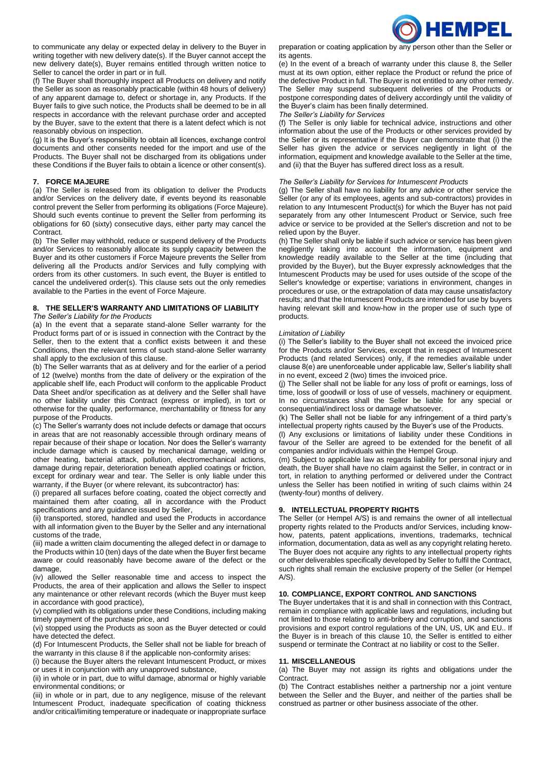to communicate any delay or expected delay in delivery to the Buyer in writing together with new delivery date(s). If the Buyer cannot accept the new delivery date(s), Buyer remains entitled through written notice to Seller to cancel the order in part or in full.

(f) The Buyer shall thoroughly inspect all Products on delivery and notify the Seller as soon as reasonably practicable (within 48 hours of delivery) of any apparent damage to, defect or shortage in, any Products. If the Buyer fails to give such notice, the Products shall be deemed to be in all respects in accordance with the relevant purchase order and accepted by the Buyer, save to the extent that there is a latent defect which is not reasonably obvious on inspection.

(g) It is the Buyer's responsibility to obtain all licences, exchange control documents and other consents needed for the import and use of the Products. The Buyer shall not be discharged from its obligations under these Conditions if the Buyer fails to obtain a licence or other consent(s).

## 7. FORCE MAJEURE

(a) The Seller is released from its obligation to deliver the Products and/or Services on the delivery date, if events beyond its reasonable control prevent the Seller from performing its obligations (Force Majeure). Should such events continue to prevent the Seller from performing its obligations for 60 (sixty) consecutive days, either party may cancel the Contract.

(b) The Seller may withhold, reduce or suspend delivery of the Products and/or Services to reasonably allocate its supply capacity between the Buyer and its other customers if Force Majeure prevents the Seller from delivering all the Products and/or Services and fully complying with orders from its other customers. In such event, the Buyer is entitled to cancel the undelivered order(s). This clause sets out the only remedies available to the Parties in the event of Force Majeure.

## 8. THE SELLER'S WARRANTY AND LIMITATIONS OF LIABILITY

*The Seller's Liability for the Products*

(a) In the event that a separate stand-alone Seller warranty for the Product forms part of or is issued in connection with the Contract by the Seller, then to the extent that a conflict exists between it and these Conditions, then the relevant terms of such stand-alone Seller warranty shall apply to the exclusion of this clause.

(b) The Seller warrants that as at delivery and for the earlier of a period of 12 (twelve) months from the date of delivery or the expiration of the applicable shelf life, each Product will conform to the applicable Product Data Sheet and/or specification as at delivery and the Seller shall have no other liability under this Contract (express or implied), in tort or otherwise for the quality, performance, merchantability or fitness for any purpose of the Products.

(c) The Seller's warranty does not include defects or damage that occurs in areas that are not reasonably accessible through ordinary means of repair because of their shape or location. Nor does the Seller's warranty include damage which is caused by mechanical damage, welding or other heating, bacterial attack, pollution, electromechanical actions, damage during repair, deterioration beneath applied coatings or friction, except for ordinary wear and tear. The Seller is only liable under this warranty, if the Buyer (or where relevant, its subcontractor) has:

(i) prepared all surfaces before coating, coated the object correctly and maintained them after coating, all in accordance with the Product specifications and any guidance issued by Seller,

(ii) transported, stored, handled and used the Products in accordance with all information given to the Buyer by the Seller and any international customs of the trade,

(iii) made a written claim documenting the alleged defect in or damage to the Products within 10 (ten) days of the date when the Buyer first became aware or could reasonably have become aware of the defect or the damage,

(iv) allowed the Seller reasonable time and access to inspect the Products, the area of their application and allows the Seller to inspect any maintenance or other relevant records (which the Buyer must keep in accordance with good practice),

(v) complied with its obligations under these Conditions, including making timely payment of the purchase price, and

(vi) stopped using the Products as soon as the Buyer detected or could have detected the defect.

(d) For Intumescent Products, the Seller shall not be liable for breach of the warranty in this clause 8 if the applicable non-conformity arises:

(i) because the Buyer alters the relevant Intumescent Product, or mixes or uses it in conjunction with any unapproved substance,

(ii) in whole or in part, due to wilful damage, abnormal or highly variable environmental conditions; or

(iii) in whole or in part, due to any negligence, misuse of the relevant Intumescent Product, inadequate specification of coating thickness and/or critical/limiting temperature or inadequate or inappropriate surface preparation or coating application by any person other than the Seller or its agents.

(e) In the event of a breach of warranty under this clause 8, the Seller must at its own option, either replace the Product or refund the price of the defective Product in full. The Buyer is not entitled to any other remedy. The Seller may suspend subsequent deliveries of the Products or postpone corresponding dates of delivery accordingly until the validity of the Buyer's claim has been finally determined.

*The Seller's Liability for Services*

(f) The Seller is only liable for technical advice, instructions and other information about the use of the Products or other services provided by the Seller or its representative if the Buyer can demonstrate that (i) the Seller has given the advice or services negligently in light of the information, equipment and knowledge available to the Seller at the time, and (ii) that the Buyer has suffered direct loss as a result.

*The Seller's Liability for Services for Intumescent Products*

(g) The Seller shall have no liability for any advice or other service the Seller (or any of its employees, agents and sub-contractors) provides in relation to any Intumescent Product(s) for which the Buyer has not paid separately from any other Intumescent Product or Service, such free advice or service to be provided at the Seller's discretion and not to be relied upon by the Buyer.

(h) The Seller shall only be liable if such advice or service has been given negligently taking into account the information, equipment and knowledge readily available to the Seller at the time (including that provided by the Buyer), but the Buyer expressly acknowledges that the Intumescent Products may be used for uses outside of the scope of the Seller's knowledge or expertise; variations in environment, changes in procedures or use, or the extrapolation of data may cause unsatisfactory results; and that the Intumescent Products are intended for use by buyers having relevant skill and know-how in the proper use of such type of products.

*Limitation of Liability*

(i) The Seller's liability to the Buyer shall not exceed the invoiced price for the Products and/or Services, except that in respect of Intumescent Products (and related Services) only, if the remedies available under clause 8(e) are unenforceable under applicable law, Seller's liability shall in no event, exceed 2 (two) times the invoiced price.

(j) The Seller shall not be liable for any loss of profit or earnings, loss of time, loss of goodwill or loss of use of vessels, machinery or equipment. In no circumstances shall the Seller be liable for any special or consequential/indirect loss or damage whatsoever.

(k) The Seller shall not be liable for any infringement of a third party's intellectual property rights caused by the Buyer's use of the Products.

(l) Any exclusions or limitations of liability under these Conditions in favour of the Seller are agreed to be extended for the benefit of all companies and/or individuals within the Hempel Group.

(m) Subject to applicable law as regards liability for personal injury and death, the Buyer shall have no claim against the Seller, in contract or in tort, in relation to anything performed or delivered under the Contract unless the Seller has been notified in writing of such claims within 24 (twenty-four) months of delivery.

## 9. INTELLECTUAL PROPERTY RIGHTS

The Seller (or Hempel A/S) is and remains the owner of all intellectual property rights related to the Products and/or Services, including know-how, patents, patent applications, inventions, trademarks, technical information, documentation, data as well as any copyright relating hereto. The Buyer does not acquire any rights to any intellectual property rights or other deliverables specifically developed by Seller to fulfil the Contract, such rights shall remain the exclusive property of the Seller (or Hempel A/S).

## 10. COMPLIANCE, EXPORT CONTROL AND SANCTIONS

The Buyer undertakes that it is and shall in connection with this Contract, remain in compliance with applicable laws and regulations, including but not limited to those relating to anti-bribery and corruption, and sanctions provisions and export control regulations of the UN, US, UK and EU.. If the Buyer is in breach of this clause 10, the Seller is entitled to either suspend or terminate the Contract at no liability or cost to the Seller.

## 11. MISCELLANEOUS

(a) The Buyer may not assign its rights and obligations under the Contract.

(b) The Contract establishes neither a partnership nor a joint venture between the Seller and the Buyer, and neither of the parties shall be construed as partner or other business associate of the other.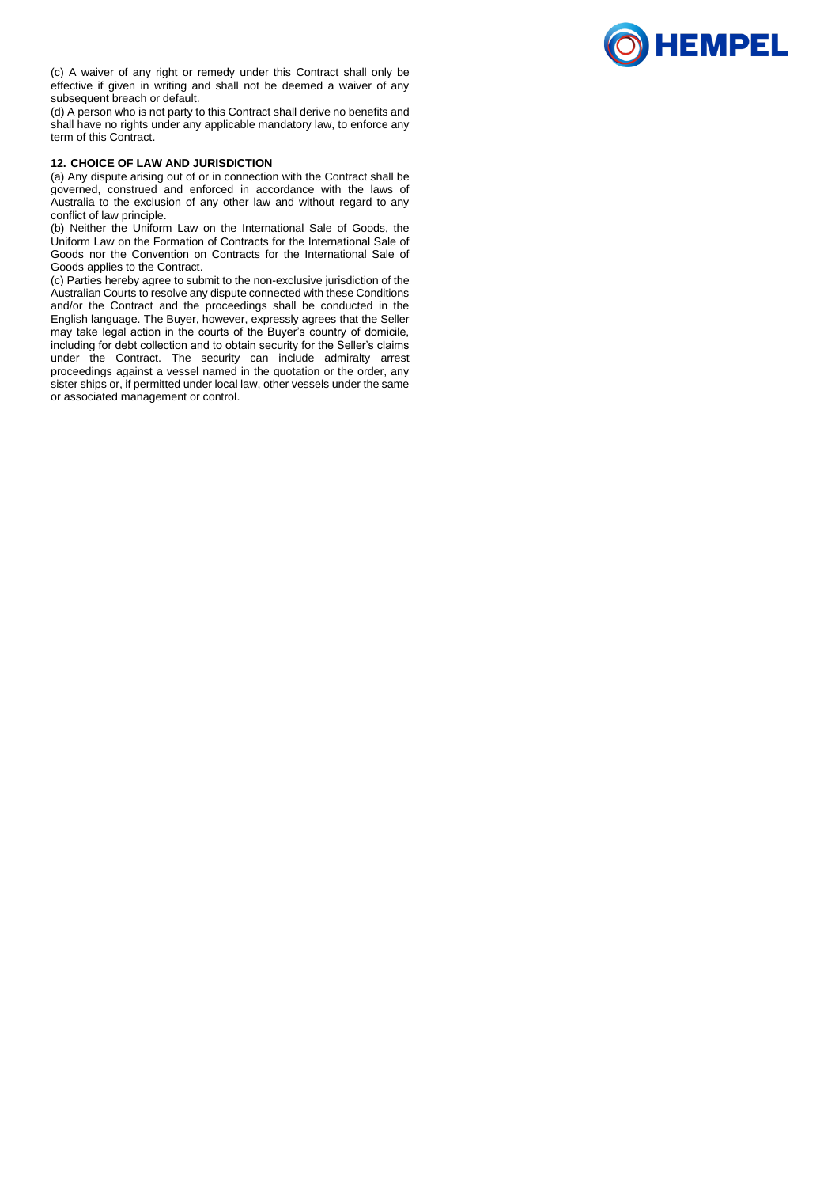(c) A waiver of any right or remedy under this Contract shall only be effective if given in writing and shall not be deemed a waiver of any subsequent breach or default.

(d) A person who is not party to this Contract shall derive no benefits and shall have no rights under any applicable mandatory law, to enforce any term of this Contract.

**12. CHOICE OF LAW AND JURISDICTION**

(a) Any dispute arising out of or in connection with the Contract shall be governed, construed and enforced in accordance with the laws of Australia to the exclusion of any other law and without regard to any conflict of law principle.

(b) Neither the Uniform Law on the International Sale of Goods, the Uniform Law on the Formation of Contracts for the International Sale of Goods nor the Convention on Contracts for the International Sale of Goods applies to the Contract.

(c) Parties hereby agree to submit to the non-exclusive jurisdiction of the Australian Courts to resolve any dispute connected with these Conditions and/or the Contract and the proceedings shall be conducted in the English language. The Buyer, however, expressly agrees that the Seller may take legal action in the courts of the Buyer's country of domicile, including for debt collection and to obtain security for the Seller's claims under the Contract. The security can include admiralty arrest proceedings against a vessel named in the quotation or the order, any sister ships or, if permitted under local law, other vessels under the same or associated management or control.